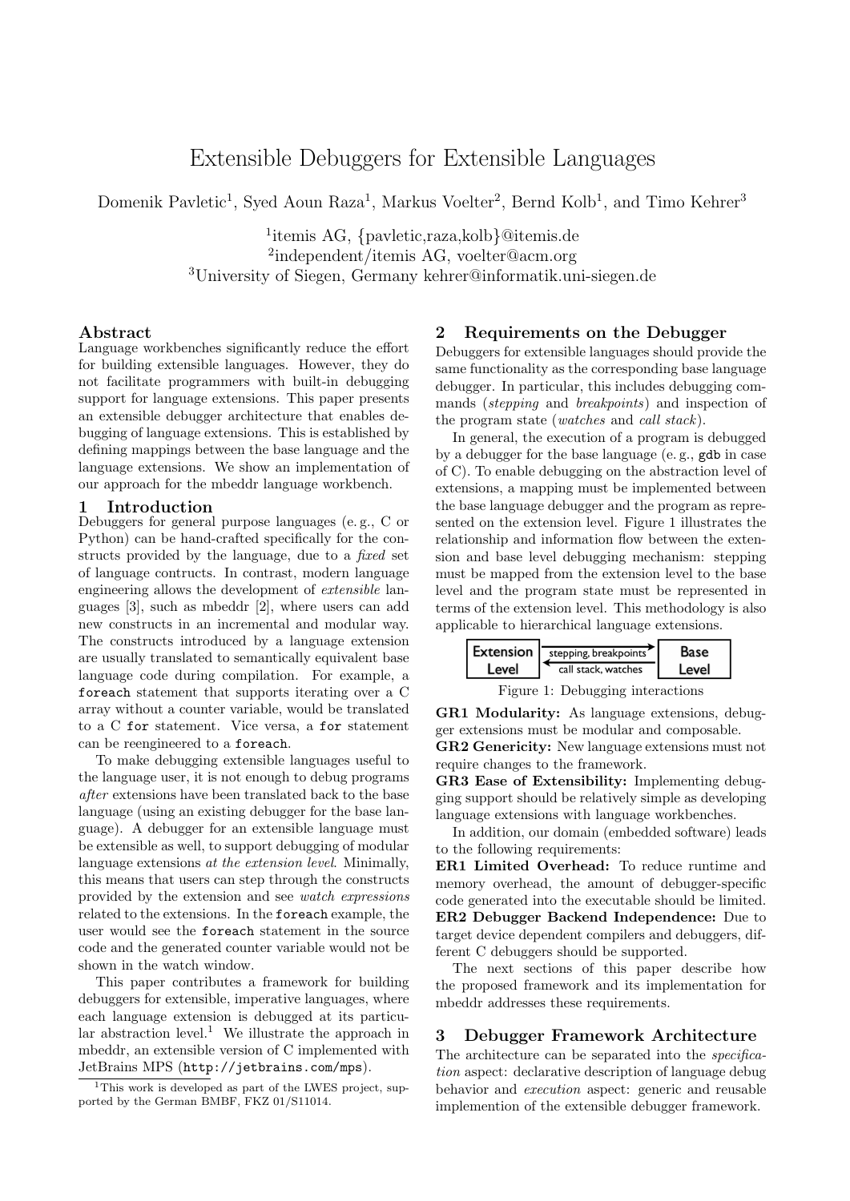# Extensible Debuggers for Extensible Languages

Domenik Pavletic[1], Syed Aoun Raza[1], Markus Voelter[2], Bernd Kolb[1], and Timo Kehrer[3]

[1]itemis AG, {pavletic,raza,kolb}@itemis.de
[2]independent/itemis AG, voelter@acm.org
[3]University of Siegen, Germany kehrer@informatik.uni-siegen.de

## Abstract

Language workbenches significantly reduce the effort for building extensible languages. However, they do not facilitate programmers with built-in debugging support for language extensions. This paper presents an extensible debugger architecture that enables debugging of language extensions. This is established by defining mappings between the base language and the language extensions. We show an implementation of our approach for the mbeddr language workbench.

## 1 Introduction

Debuggers for general purpose languages (e. g., C or Python) can be hand-crafted specifically for the constructs provided by the language, due to a *fixed* set of language contructs. In contrast, modern language engineering allows the development of *extensible* languages [3], such as mbeddr [2], where users can add new constructs in an incremental and modular way. The constructs introduced by a language extension are usually translated to semantically equivalent base language code during compilation. For example, a `foreach` statement that supports iterating over a C array without a counter variable, would be translated to a C `for` statement. Vice versa, a `for` statement can be reengineered to a `foreach`.

To make debugging extensible languages useful to the language user, it is not enough to debug programs *after* extensions have been translated back to the base language (using an existing debugger for the base language). A debugger for an extensible language must be extensible as well, to support debugging of modular language extensions *at the extension level*. Minimally, this means that users can step through the constructs provided by the extension and see *watch expressions* related to the extensions. In the `foreach` example, the user would see the `foreach` statement in the source code and the generated counter variable would not be shown in the watch window.

This paper contributes a framework for building debuggers for extensible, imperative languages, where each language extension is debugged at its particular abstraction level.[1] We illustrate the approach in mbeddr, an extensible version of C implemented with JetBrains MPS (`http://jetbrains.com/mps`).

[1]This work is developed as part of the LWES project, supported by the German BMBF, FKZ 01/S11014.

## 2 Requirements on the Debugger

Debuggers for extensible languages should provide the same functionality as the corresponding base language debugger. In particular, this includes debugging commands (*stepping* and *breakpoints*) and inspection of the program state (*watches* and *call stack*).

In general, the execution of a program is debugged by a debugger for the base language (e. g., `gdb` in case of C). To enable debugging on the abstraction level of extensions, a mapping must be implemented between the base language debugger and the program as represented on the extension level. Figure 1 illustrates the relationship and information flow between the extension and base level debugging mechanism: stepping must be mapped from the extension level to the base level and the program state must be represented in terms of the extension level. This methodology is also applicable to hierarchical language extensions.

Extension Level —stepping, breakpoints→ Base Level
Extension Level ←call stack, watches— Base Level

Figure 1: Debugging interactions

**GR1 Modularity:** As language extensions, debugger extensions must be modular and composable.

**GR2 Genericity:** New language extensions must not require changes to the framework.

**GR3 Ease of Extensibility:** Implementing debugging support should be relatively simple as developing language extensions with language workbenches.

In addition, our domain (embedded software) leads to the following requirements:

**ER1 Limited Overhead:** To reduce runtime and memory overhead, the amount of debugger-specific code generated into the executable should be limited.

**ER2 Debugger Backend Independence:** Due to target device dependent compilers and debuggers, different C debuggers should be supported.

The next sections of this paper describe how the proposed framework and its implementation for mbeddr addresses these requirements.

## 3 Debugger Framework Architecture

The architecture can be separated into the *specification* aspect: declarative description of language debug behavior and *execution* aspect: generic and reusable implemention of the extensible debugger framework.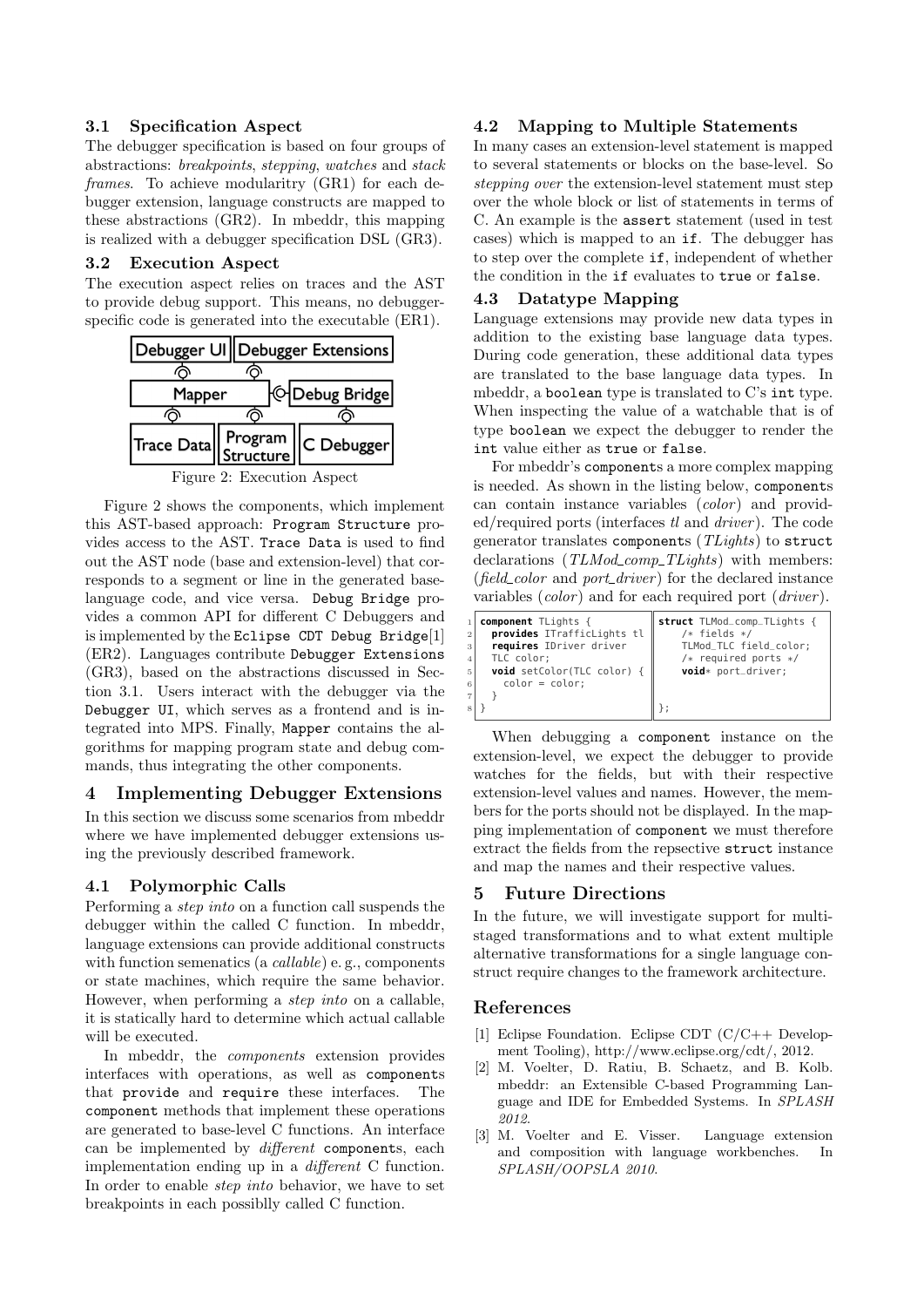### 3.1 Specification Aspect

The debugger specification is based on four groups of abstractions: *breakpoints*, *stepping*, *watches* and *stack frames*. To achieve modularitry (GR1) for each debugger extension, language constructs are mapped to these abstractions (GR2). In mbeddr, this mapping is realized with a debugger specification DSL (GR3).

### 3.2 Execution Aspect

The execution aspect relies on traces and the AST to provide debug support. This means, no debugger-specific code is generated into the executable (ER1).

Debugger UI
Debugger Extensions
Mapper
Debug Bridge
Trace Data
Program Structure
C Debugger

Figure 2: Execution Aspect

Figure 2 shows the components, which implement this AST-based approach: `Program Structure` provides access to the AST. `Trace Data` is used to find out the AST node (base and extension-level) that corresponds to a segment or line in the generated base-language code, and vice versa. `Debug Bridge` provides a common API for different C Debuggers and is implemented by the `Eclipse CDT Debug Bridge`[1] (ER2). Languages contribute `Debugger Extensions` (GR3), based on the abstractions discussed in Section 3.1. Users interact with the debugger via the `Debugger UI`, which serves as a frontend and is integrated into MPS. Finally, `Mapper` contains the algorithms for mapping program state and debug commands, thus integrating the other components.

## 4 Implementing Debugger Extensions

In this section we discuss some scenarios from mbeddr where we have implemented debugger extensions using the previously described framework.

### 4.1 Polymorphic Calls

Performing a *step into* on a function call suspends the debugger within the called C function. In mbeddr, language extensions can provide additional constructs with function semenatics (a *callable*) e. g., components or state machines, which require the same behavior. However, when performing a *step into* on a callable, it is statically hard to determine which actual callable will be executed.

In mbeddr, the *components* extension provides interfaces with operations, as well as `components` that `provide` and `require` these interfaces. The `component` methods that implement these operations are generated to base-level C functions. An interface can be implemented by *different* `components`, each implementation ending up in a *different* C function. In order to enable *step into* behavior, we have to set breakpoints in each possiblly called C function.

### 4.2 Mapping to Multiple Statements

In many cases an extension-level statement is mapped to several statements or blocks on the base-level. So *stepping over* the extension-level statement must step over the whole block or list of statements in terms of C. An example is the `assert` statement (used in test cases) which is mapped to an `if`. The debugger has to step over the complete `if`, independent of whether the condition in the `if` evaluates to `true` or `false`.

### 4.3 Datatype Mapping

Language extensions may provide new data types in addition to the existing base language data types. During code generation, these additional data types are translated to the base language data types. In mbeddr, a `boolean` type is translated to C's `int` type. When inspecting the value of a watchable that is of type `boolean` we expect the debugger to render the `int` value either as `true` or `false`.

For mbeddr's `components` a more complex mapping is needed. As shown in the listing below, `components` can contain instance variables (*color*) and provided/required ports (interfaces *tl* and *driver*). The code generator translates `components` (*TLights*) to `struct` declarations (*TLMod_comp_TLights*) with members: (*field_color* and *port_driver*) for the declared instance variables (*color*) and for each required port (*driver*).

```
1 component TLights {
2   provides ITrafficLights tl
3   requires IDriver driver
4   TLC color;
5   void setColor(TLC color) {
6     color = color;
7   }
8 }
```

```
struct TLMod_comp_TLights {
    /* fields */
    TLMod_TLC field_color;
    /* required ports */
    void* port_driver;

};
```

When debugging a `component` instance on the extension-level, we expect the debugger to provide watches for the fields, but with their respective extension-level values and names. However, the members for the ports should not be displayed. In the mapping implementation of `component` we must therefore extract the fields from the repsective `struct` instance and map the names and their respective values.

## 5 Future Directions

In the future, we will investigate support for multi-staged transformations and to what extent multiple alternative transformations for a single language construct require changes to the framework architecture.

## References

- [1] Eclipse Foundation. Eclipse CDT (C/C++ Development Tooling), http://www.eclipse.org/cdt/, 2012.
- [2] M. Voelter, D. Ratiu, B. Schaetz, and B. Kolb. mbeddr: an Extensible C-based Programming Language and IDE for Embedded Systems. In *SPLASH 2012*.
- [3] M. Voelter and E. Visser. Language extension and composition with language workbenches. In *SPLASH/OOPSLA 2010*.